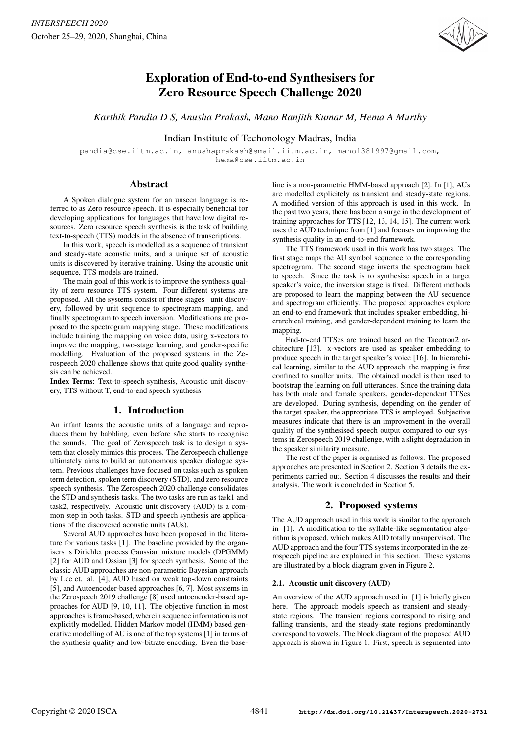# Exploration of End-to-end Synthesisers for Zero Resource Speech Challenge 2020

*Karthik Pandia D S, Anusha Prakash, Mano Ranjith Kumar M, Hema A Murthy*

Indian Institute of Techonology Madras, India

pandia@cse.iitm.ac.in, anushaprakash@smail.iitm.ac.in, mano1381997@gmail.com, hema@cse.iitm.ac.in

## Abstract

A Spoken dialogue system for an unseen language is referred to as Zero resource speech. It is especially beneficial for developing applications for languages that have low digital resources. Zero resource speech synthesis is the task of building text-to-speech (TTS) models in the absence of transcriptions.

In this work, speech is modelled as a sequence of transient and steady-state acoustic units, and a unique set of acoustic units is discovered by iterative training. Using the acoustic unit sequence, TTS models are trained.

The main goal of this work is to improve the synthesis quality of zero resource TTS system. Four different systems are proposed. All the systems consist of three stages– unit discovery, followed by unit sequence to spectrogram mapping, and finally spectrogram to speech inversion. Modifications are proposed to the spectrogram mapping stage. These modifications include training the mapping on voice data, using x-vectors to improve the mapping, two-stage learning, and gender-specific modelling. Evaluation of the proposed systems in the Zerospeech 2020 challenge shows that quite good quality synthesis can be achieved.

**Index Terms**: Text-to-speech synthesis, Acoustic unit discovery, TTS without T, end-to-end speech synthesis

## 1. Introduction

An infant learns the acoustic units of a language and reproduces them by babbling, even before s/he starts to recognise the sounds. The goal of Zerospeech task is to design a system that closely mimics this process. The Zerospeech challenge ultimately aims to build an autonomous speaker dialogue system. Previous challenges have focused on tasks such as spoken term detection, spoken term discovery (STD), and zero resource speech synthesis. The Zerospeech 2020 challenge consolidates the STD and synthesis tasks. The two tasks are run as task1 and task2, respectively. Acoustic unit discovery (AUD) is a common step in both tasks. STD and speech synthesis are applications of the discovered acoustic units (AUs).

Several AUD approaches have been proposed in the literature for various tasks [1]. The baseline provided by the organisers is Dirichlet process Gaussian mixture models (DPGMM) [2] for AUD and Ossian [3] for speech synthesis. Some of the classic AUD approaches are non-parametric Bayesian approach by Lee et. al. [4], AUD based on weak top-down constraints [5], and Autoencoder-based approaches [6, 7]. Most systems in the Zerospeech 2019 challenge [8] used autoencoder-based approaches for AUD [9, 10, 11]. The objective function in most approaches is frame-based, wherein sequence information is not explicitly modelled. Hidden Markov model (HMM) based generative modelling of AU is one of the top systems [1] in terms of the synthesis quality and low-bitrate encoding. Even the baseline is a non-parametric HMM-based approach [2]. In [1], AUs are modelled explicitely as transient and steady-state regions. A modified version of this approach is used in this work. In the past two years, there has been a surge in the development of training approaches for TTS [12, 13, 14, 15]. The current work uses the AUD technique from [1] and focuses on improving the synthesis quality in an end-to-end framework.

The TTS framework used in this work has two stages. The first stage maps the AU symbol sequence to the corresponding spectrogram. The second stage inverts the spectrogram back to speech. Since the task is to synthesise speech in a target speaker's voice, the inversion stage is fixed. Different methods are proposed to learn the mapping between the AU sequence and spectrogram efficiently. The proposed approaches explore an end-to-end framework that includes speaker embedding, hierarchical training, and gender-dependent training to learn the mapping.

End-to-end TTSes are trained based on the Tacotron2 architecture [13]. x-vectors are used as speaker embedding to produce speech in the target speaker's voice [16]. In hierarchical learning, similar to the AUD approach, the mapping is first confined to smaller units. The obtained model is then used to bootstrap the learning on full utterances. Since the training data has both male and female speakers, gender-dependent TTSes are developed. During synthesis, depending on the gender of the target speaker, the appropriate TTS is employed. Subjective measures indicate that there is an improvement in the overall quality of the synthesised speech output compared to our systems in Zerospeech 2019 challenge, with a slight degradation in the speaker similarity measure.

The rest of the paper is organised as follows. The proposed approaches are presented in Section 2. Section 3 details the experiments carried out. Section 4 discusses the results and their analysis. The work is concluded in Section 5.

## 2. Proposed systems

The AUD approach used in this work is similar to the approach in [1]. A modification to the syllable-like segmentation algorithm is proposed, which makes AUD totally unsupervised. The AUD approach and the four TTS systems incorporated in the zerospeech pipeline are explained in this section. These systems are illustrated by a block diagram given in Figure 2.

### 2.1. Acoustic unit discovery (AUD)

An overview of the AUD approach used in [1] is briefly given here. The approach models speech as transient and steady-state regions. The transient regions correspond to rising and falling transients, and the steady-state regions predominantly correspond to vowels. The block diagram of the proposed AUD approach is shown in Figure 1. First, speech is segmented into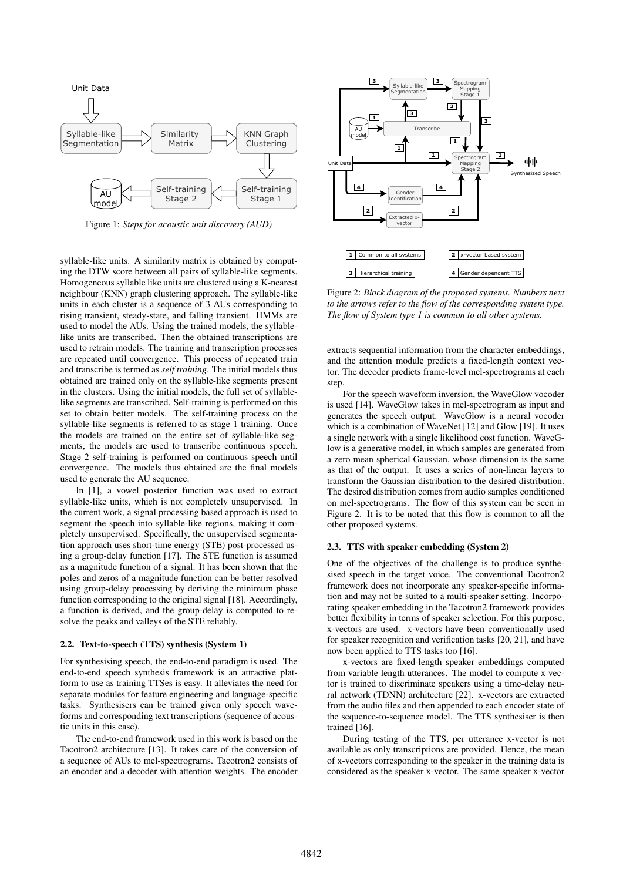Figure 1: *Steps for acoustic unit discovery (AUD)*

syllable-like units. A similarity matrix is obtained by computing the DTW score between all pairs of syllable-like segments. Homogeneous syllable like units are clustered using a K-nearest neighbour (KNN) graph clustering approach. The syllable-like units in each cluster is a sequence of 3 AUs corresponding to rising transient, steady-state, and falling transient. HMMs are used to model the AUs. Using the trained models, the syllable-like units are transcribed. Then the obtained transcriptions are used to retrain models. The training and transcription processes are repeated until convergence. This process of repeated train and transcribe is termed as *self training*. The initial models thus obtained are trained only on the syllable-like segments present in the clusters. Using the initial models, the full set of syllable-like segments are transcribed. Self-training is performed on this set to obtain better models. The self-training process on the syllable-like segments is referred to as stage 1 training. Once the models are trained on the entire set of syllable-like segments, the models are used to transcribe continuous speech. Stage 2 self-training is performed on continuous speech until convergence. The models thus obtained are the final models used to generate the AU sequence.

In [1], a vowel posterior function was used to extract syllable-like units, which is not completely unsupervised. In the current work, a signal processing based approach is used to segment the speech into syllable-like regions, making it completely unsupervised. Specifically, the unsupervised segmentation approach uses short-time energy (STE) post-processed using a group-delay function [17]. The STE function is assumed as a magnitude function of a signal. It has been shown that the poles and zeros of a magnitude function can be better resolved using group-delay processing by deriving the minimum phase function corresponding to the original signal [18]. Accordingly, a function is derived, and the group-delay is computed to resolve the peaks and valleys of the STE reliably.

### 2.2. Text-to-speech (TTS) synthesis (System 1)

For synthesising speech, the end-to-end paradigm is used. The end-to-end speech synthesis framework is an attractive platform to use as training TTSes is easy. It alleviates the need for separate modules for feature engineering and language-specific tasks. Synthesisers can be trained given only speech waveforms and corresponding text transcriptions (sequence of acoustic units in this case).

The end-to-end framework used in this work is based on the Tacotron2 architecture [13]. It takes care of the conversion of a sequence of AUs to mel-spectrograms. Tacotron2 consists of an encoder and a decoder with attention weights. The encoder extracts sequential information from the character embeddings, and the attention module predicts a fixed-length context vector. The decoder predicts frame-level mel-spectrograms at each step.

For the speech waveform inversion, the WaveGlow vocoder is used [14]. WaveGlow takes in mel-spectrogram as input and generates the speech output. WaveGlow is a neural vocoder which is a combination of WaveNet [12] and Glow [19]. It uses a single network with a single likelihood cost function. WaveGlow is a generative model, in which samples are generated from a zero mean spherical Gaussian, whose dimension is the same as that of the output. It uses a series of non-linear layers to transform the Gaussian distribution to the desired distribution. The desired distribution comes from audio samples conditioned on mel-spectrograms. The flow of this system can be seen in Figure 2. It is to be noted that this flow is common to all the other proposed systems.

Figure 2: *Block diagram of the proposed systems. Numbers next to the arrows refer to the flow of the corresponding system type. The flow of System type 1 is common to all other systems.*

### 2.3. TTS with speaker embedding (System 2)

One of the objectives of the challenge is to produce synthesised speech in the target voice. The conventional Tacotron2 framework does not incorporate any speaker-specific information and may not be suited to a multi-speaker setting. Incorporating speaker embedding in the Tacotron2 framework provides better flexibility in terms of speaker selection. For this purpose, x-vectors are used. x-vectors have been conventionally used for speaker recognition and verification tasks [20, 21], and have now been applied to TTS tasks too [16].

x-vectors are fixed-length speaker embeddings computed from variable length utterances. The model to compute x vector is trained to discriminate speakers using a time-delay neural network (TDNN) architecture [22]. x-vectors are extracted from the audio files and then appended to each encoder state of the sequence-to-sequence model. The TTS synthesiser is then trained [16].

During testing of the TTS, per utterance x-vector is not available as only transcriptions are provided. Hence, the mean of x-vectors corresponding to the speaker in the training data is considered as the speaker x-vector. The same speaker x-vector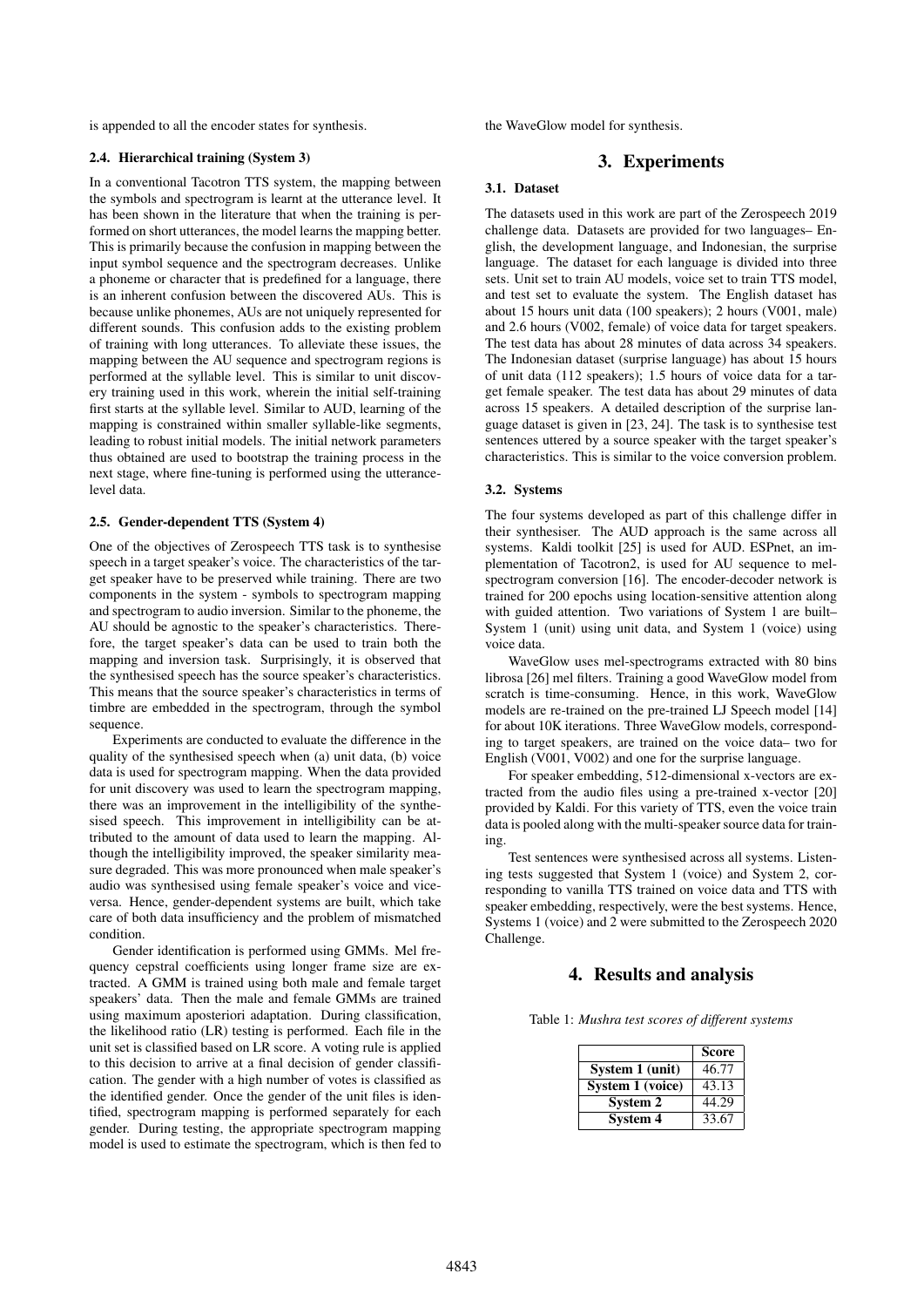is appended to all the encoder states for synthesis.

### 2.4. Hierarchical training (System 3)

In a conventional Tacotron TTS system, the mapping between the symbols and spectrogram is learnt at the utterance level. It has been shown in the literature that when the training is performed on short utterances, the model learns the mapping better. This is primarily because the confusion in mapping between the input symbol sequence and the spectrogram decreases. Unlike a phoneme or character that is predefined for a language, there is an inherent confusion between the discovered AUs. This is because unlike phonemes, AUs are not uniquely represented for different sounds. This confusion adds to the existing problem of training with long utterances. To alleviate these issues, the mapping between the AU sequence and spectrogram regions is performed at the syllable level. This is similar to unit discovery training used in this work, wherein the initial self-training first starts at the syllable level. Similar to AUD, learning of the mapping is constrained within smaller syllable-like segments, leading to robust initial models. The initial network parameters thus obtained are used to bootstrap the training process in the next stage, where fine-tuning is performed using the utterance-level data.

### 2.5. Gender-dependent TTS (System 4)

One of the objectives of Zerospeech TTS task is to synthesise speech in a target speaker's voice. The characteristics of the target speaker have to be preserved while training. There are two components in the system - symbols to spectrogram mapping and spectrogram to audio inversion. Similar to the phoneme, the AU should be agnostic to the speaker's characteristics. Therefore, the target speaker's data can be used to train both the mapping and inversion task. Surprisingly, it is observed that the synthesised speech has the source speaker's characteristics. This means that the source speaker's characteristics in terms of timbre are embedded in the spectrogram, through the symbol sequence.

Experiments are conducted to evaluate the difference in the quality of the synthesised speech when (a) unit data, (b) voice data is used for spectrogram mapping. When the data provided for unit discovery was used to learn the spectrogram mapping, there was an improvement in the intelligibility of the synthesised speech. This improvement in intelligibility can be attributed to the amount of data used to learn the mapping. Although the intelligibility improved, the speaker similarity measure degraded. This was more pronounced when male speaker's audio was synthesised using female speaker's voice and vice-versa. Hence, gender-dependent systems are built, which take care of both data insufficiency and the problem of mismatched condition.

Gender identification is performed using GMMs. Mel frequency cepstral coefficients using longer frame size are extracted. A GMM is trained using both male and female target speakers' data. Then the male and female GMMs are trained using maximum aposteriori adaptation. During classification, the likelihood ratio (LR) testing is performed. Each file in the unit set is classified based on LR score. A voting rule is applied to this decision to arrive at a final decision of gender classification. The gender with a high number of votes is classified as the identified gender. Once the gender of the unit files is identified, spectrogram mapping is performed separately for each gender. During testing, the appropriate spectrogram mapping model is used to estimate the spectrogram, which is then fed to the WaveGlow model for synthesis.

## 3. Experiments

### 3.1. Dataset

The datasets used in this work are part of the Zerospeech 2019 challenge data. Datasets are provided for two languages– English, the development language, and Indonesian, the surprise language. The dataset for each language is divided into three sets. Unit set to train AU models, voice set to train TTS model, and test set to evaluate the system. The English dataset has about 15 hours unit data (100 speakers); 2 hours (V001, male) and 2.6 hours (V002, female) of voice data for target speakers. The test data has about 28 minutes of data across 34 speakers. The Indonesian dataset (surprise language) has about 15 hours of unit data (112 speakers); 1.5 hours of voice data for a target female speaker. The test data has about 29 minutes of data across 15 speakers. A detailed description of the surprise language dataset is given in [23, 24]. The task is to synthesise test sentences uttered by a source speaker with the target speaker's characteristics. This is similar to the voice conversion problem.

### 3.2. Systems

The four systems developed as part of this challenge differ in their synthesiser. The AUD approach is the same across all systems. Kaldi toolkit [25] is used for AUD. ESPnet, an implementation of Tacotron2, is used for AU sequence to mel-spectrogram conversion [16]. The encoder-decoder network is trained for 200 epochs using location-sensitive attention along with guided attention. Two variations of System 1 are built– System 1 (unit) using unit data, and System 1 (voice) using voice data.

WaveGlow uses mel-spectrograms extracted with 80 bins librosa [26] mel filters. Training a good WaveGlow model from scratch is time-consuming. Hence, in this work, WaveGlow models are re-trained on the pre-trained LJ Speech model [14] for about 10K iterations. Three WaveGlow models, corresponding to target speakers, are trained on the voice data– two for English (V001, V002) and one for the surprise language.

For speaker embedding, 512-dimensional x-vectors are extracted from the audio files using a pre-trained x-vector [20] provided by Kaldi. For this variety of TTS, even the voice train data is pooled along with the multi-speaker source data for training.

Test sentences were synthesised across all systems. Listening tests suggested that System 1 (voice) and System 2, corresponding to vanilla TTS trained on voice data and TTS with speaker embedding, respectively, were the best systems. Hence, Systems 1 (voice) and 2 were submitted to the Zerospeech 2020 Challenge.

## 4. Results and analysis

Table 1: *Mushra test scores of different systems*

| | **Score** |
|---|---|
| **System 1 (unit)** | 46.77 |
| **System 1 (voice)** | 43.13 |
| **System 2** | 44.29 |
| **System 4** | 33.67 |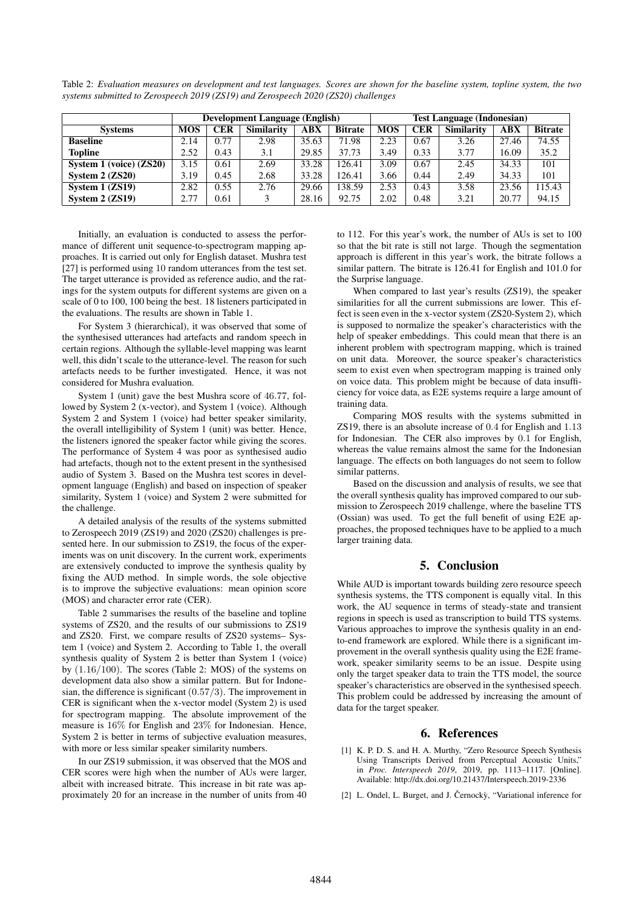Table 2: *Evaluation measures on development and test languages. Scores are shown for the baseline system, topline system, the two systems submitted to Zerospeech 2019 (ZS19) and Zerospeech 2020 (ZS20) challenges*

| | **Development Language (English)** | | | | | **Test Language (Indonesian)** | | | | |
|---|---|---|---|---|---|---|---|---|---|---|
| **Systems** | **MOS** | **CER** | **Similarity** | **ABX** | **Bitrate** | **MOS** | **CER** | **Similarity** | **ABX** | **Bitrate** |
| **Baseline** | 2.14 | 0.77 | 2.98 | 35.63 | 71.98 | 2.23 | 0.67 | 3.26 | 27.46 | 74.55 |
| **Topline** | 2.52 | 0.43 | 3.1 | 29.85 | 37.73 | 3.49 | 0.33 | 3.77 | 16.09 | 35.2 |
| **System 1 (voice) (ZS20)** | 3.15 | 0.61 | 2.69 | 33.28 | 126.41 | 3.09 | 0.67 | 2.45 | 34.33 | 101 |
| **System 2 (ZS20)** | 3.19 | 0.45 | 2.68 | 33.28 | 126.41 | 3.66 | 0.44 | 2.49 | 34.33 | 101 |
| **System 1 (ZS19)** | 2.82 | 0.55 | 2.76 | 29.66 | 138.59 | 2.53 | 0.43 | 3.58 | 23.56 | 115.43 |
| **System 2 (ZS19)** | 2.77 | 0.61 | 3 | 28.16 | 92.75 | 2.02 | 0.48 | 3.21 | 20.77 | 94.15 |

Initially, an evaluation is conducted to assess the performance of different unit sequence-to-spectrogram mapping approaches. It is carried out only for English dataset. Mushra test [27] is performed using 10 random utterances from the test set. The target utterance is provided as reference audio, and the ratings for the system outputs for different systems are given on a scale of 0 to 100, 100 being the best. 18 listeners participated in the evaluations. The results are shown in Table 1.

For System 3 (hierarchical), it was observed that some of the synthesised utterances had artefacts and random speech in certain regions. Although the syllable-level mapping was learnt well, this didn't scale to the utterance-level. The reason for such artefacts needs to be further investigated. Hence, it was not considered for Mushra evaluation.

System 1 (unit) gave the best Mushra score of 46.77, followed by System 2 (x-vector), and System 1 (voice). Although System 2 and System 1 (voice) had better speaker similarity, the overall intelligibility of System 1 (unit) was better. Hence, the listeners ignored the speaker factor while giving the scores. The performance of System 4 was poor as synthesised audio had artefacts, though not to the extent present in the synthesised audio of System 3. Based on the Mushra test scores in development language (English) and based on inspection of speaker similarity, System 1 (voice) and System 2 were submitted for the challenge.

A detailed analysis of the results of the systems submitted to Zerospeech 2019 (ZS19) and 2020 (ZS20) challenges is presented here. In our submission to ZS19, the focus of the experiments was on unit discovery. In the current work, experiments are extensively conducted to improve the synthesis quality by fixing the AUD method. In simple words, the sole objective is to improve the subjective evaluations: mean opinion score (MOS) and character error rate (CER).

Table 2 summarises the results of the baseline and topline systems of ZS20, and the results of our submissions to ZS19 and ZS20. First, we compare results of ZS20 systems– System 1 (voice) and System 2. According to Table 1, the overall synthesis quality of System 2 is better than System 1 (voice) by $(1.16/100)$. The scores (Table 2: MOS) of the systems on development data also show a similar pattern. But for Indonesian, the difference is significant $(0.57/3)$. The improvement in CER is significant when the x-vector model (System 2) is used for spectrogram mapping. The absolute improvement of the measure is $16\%$ for English and $23\%$ for Indonesian. Hence, System 2 is better in terms of subjective evaluation measures, with more or less similar speaker similarity numbers.

In our ZS19 submission, it was observed that the MOS and CER scores were high when the number of AUs were larger, albeit with increased bitrate. This increase in bit rate was approximately 20 for an increase in the number of units from 40 to 112. For this year's work, the number of AUs is set to 100 so that the bit rate is still not large. Though the segmentation approach is different in this year's work, the bitrate follows a similar pattern. The bitrate is 126.41 for English and 101.0 for the Surprise language.

When compared to last year's results (ZS19), the speaker similarities for all the current submissions are lower. This effect is seen even in the x-vector system (ZS20-System 2), which is supposed to normalize the speaker's characteristics with the help of speaker embeddings. This could mean that there is an inherent problem with spectrogram mapping, which is trained on unit data. Moreover, the source speaker's characteristics seem to exist even when spectrogram mapping is trained only on voice data. This problem might be because of data insufficiency for voice data, as E2E systems require a large amount of training data.

Comparing MOS results with the systems submitted in ZS19, there is an absolute increase of 0.4 for English and 1.13 for Indonesian. The CER also improves by 0.1 for English, whereas the value remains almost the same for the Indonesian language. The effects on both languages do not seem to follow similar patterns.

Based on the discussion and analysis of results, we see that the overall synthesis quality has improved compared to our submission to Zerospeech 2019 challenge, where the baseline TTS (Ossian) was used. To get the full benefit of using E2E approaches, the proposed techniques have to be applied to a much larger training data.

## 5. Conclusion

While AUD is important towards building zero resource speech synthesis systems, the TTS component is equally vital. In this work, the AU sequence in terms of steady-state and transient regions in speech is used as transcription to build TTS systems. Various approaches to improve the synthesis quality in an end-to-end framework are explored. While there is a significant improvement in the overall synthesis quality using the E2E framework, speaker similarity seems to be an issue. Despite using only the target speaker data to train the TTS model, the source speaker's characteristics are observed in the synthesised speech. This problem could be addressed by increasing the amount of data for the target speaker.

## 6. References

[1] K. P. D. S. and H. A. Murthy, "Zero Resource Speech Synthesis Using Transcripts Derived from Perceptual Acoustic Units," in *Proc. Interspeech 2019*, 2019, pp. 1113–1117. [Online]. Available: http://dx.doi.org/10.21437/Interspeech.2019-2336

[2] L. Ondel, L. Burget, and J. Černockỳ, "Variational inference for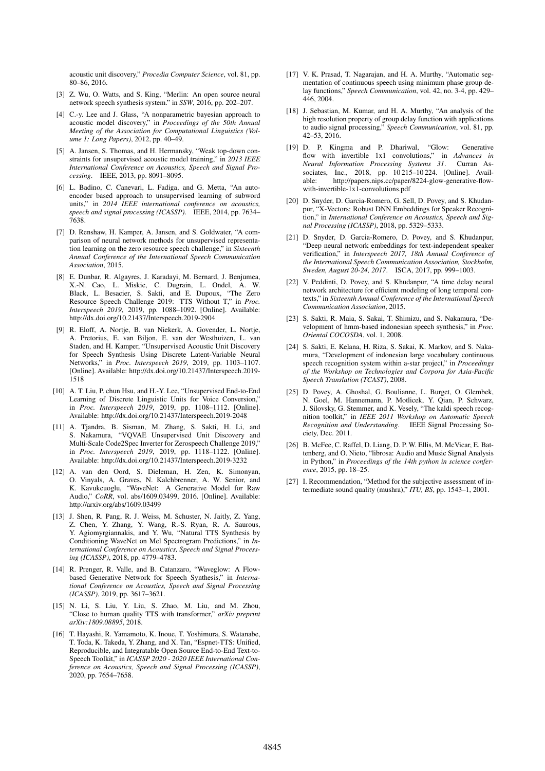acoustic unit discovery," *Procedia Computer Science*, vol. 81, pp. 80–86, 2016.

[3] Z. Wu, O. Watts, and S. King, "Merlin: An open source neural network speech synthesis system." in *SSW*, 2016, pp. 202–207.

[4] C.-y. Lee and J. Glass, "A nonparametric bayesian approach to acoustic model discovery," in *Proceedings of the 50th Annual Meeting of the Association for Computational Linguistics (Volume 1: Long Papers)*, 2012, pp. 40–49.

[5] A. Jansen, S. Thomas, and H. Hermansky, "Weak top-down constraints for unsupervised acoustic model training," in *2013 IEEE International Conference on Acoustics, Speech and Signal Processing*. IEEE, 2013, pp. 8091–8095.

[6] L. Badino, C. Canevari, L. Fadiga, and G. Metta, "An autoencoder based approach to unsupervised learning of subword units," in *2014 IEEE international conference on acoustics, speech and signal processing (ICASSP)*. IEEE, 2014, pp. 7634–7638.

[7] D. Renshaw, H. Kamper, A. Jansen, and S. Goldwater, "A comparison of neural network methods for unsupervised representation learning on the zero resource speech challenge," in *Sixteenth Annual Conference of the International Speech Communication Association*, 2015.

[8] E. Dunbar, R. Algayres, J. Karadayi, M. Bernard, J. Benjumea, X.-N. Cao, L. Miskic, C. Dugrain, L. Ondel, A. W. Black, L. Besacier, S. Sakti, and E. Dupoux, "The Zero Resource Speech Challenge 2019: TTS Without T," in *Proc. Interspeech 2019*, 2019, pp. 1088–1092. [Online]. Available: http://dx.doi.org/10.21437/Interspeech.2019-2904

[9] R. Eloff, A. Nortje, B. van Niekerk, A. Govender, L. Nortje, A. Pretorius, E. van Biljon, E. van der Westhuizen, L. van Staden, and H. Kamper, "Unsupervised Acoustic Unit Discovery for Speech Synthesis Using Discrete Latent-Variable Neural Networks," in *Proc. Interspeech 2019*, 2019, pp. 1103–1107. [Online]. Available: http://dx.doi.org/10.21437/Interspeech.2019-1518

[10] A. T. Liu, P. chun Hsu, and H.-Y. Lee, "Unsupervised End-to-End Learning of Discrete Linguistic Units for Voice Conversion," in *Proc. Interspeech 2019*, 2019, pp. 1108–1112. [Online]. Available: http://dx.doi.org/10.21437/Interspeech.2019-2048

[11] A. Tjandra, B. Sisman, M. Zhang, S. Sakti, H. Li, and S. Nakamura, "VQVAE Unsupervised Unit Discovery and Multi-Scale Code2Spec Inverter for Zerospeech Challenge 2019," in *Proc. Interspeech 2019*, 2019, pp. 1118–1122. [Online]. Available: http://dx.doi.org/10.21437/Interspeech.2019-3232

[12] A. van den Oord, S. Dieleman, H. Zen, K. Simonyan, O. Vinyals, A. Graves, N. Kalchbrenner, A. W. Senior, and K. Kavukcuoglu, "WaveNet: A Generative Model for Raw Audio," *CoRR*, vol. abs/1609.03499, 2016. [Online]. Available: http://arxiv.org/abs/1609.03499

[13] J. Shen, R. Pang, R. J. Weiss, M. Schuster, N. Jaitly, Z. Yang, Z. Chen, Y. Zhang, Y. Wang, R.-S. Ryan, R. A. Saurous, Y. Agiomyrgiannakis, and Y. Wu, "Natural TTS Synthesis by Conditioning WaveNet on Mel Spectrogram Predictions," in *International Conference on Acoustics, Speech and Signal Processing (ICASSP)*, 2018, pp. 4779–4783.

[14] R. Prenger, R. Valle, and B. Catanzaro, "Waveglow: A Flow-based Generative Network for Speech Synthesis," in *International Conference on Acoustics, Speech and Signal Processing (ICASSP)*, 2019, pp. 3617–3621.

[15] N. Li, S. Liu, Y. Liu, S. Zhao, M. Liu, and M. Zhou, "Close to human quality TTS with transformer," *arXiv preprint arXiv:1809.08895*, 2018.

[16] T. Hayashi, R. Yamamoto, K. Inoue, T. Yoshimura, S. Watanabe, T. Toda, K. Takeda, Y. Zhang, and X. Tan, "Espnet-TTS: Unified, Reproducible, and Integratable Open Source End-to-End Text-to-Speech Toolkit," in *ICASSP 2020 - 2020 IEEE International Conference on Acoustics, Speech and Signal Processing (ICASSP)*, 2020, pp. 7654–7658.

[17] V. K. Prasad, T. Nagarajan, and H. A. Murthy, "Automatic segmentation of continuous speech using minimum phase group delay functions," *Speech Communication*, vol. 42, no. 3-4, pp. 429–446, 2004.

[18] J. Sebastian, M. Kumar, and H. A. Murthy, "An analysis of the high resolution property of group delay function with applications to audio signal processing," *Speech Communication*, vol. 81, pp. 42–53, 2016.

[19] D. P. Kingma and P. Dhariwal, "Glow: Generative flow with invertible 1x1 convolutions," in *Advances in Neural Information Processing Systems 31*. Curran Associates, Inc., 2018, pp. 10 215–10 224. [Online]. Available: http://papers.nips.cc/paper/8224-glow-generative-flow-with-invertible-1x1-convolutions.pdf

[20] D. Snyder, D. Garcia-Romero, G. Sell, D. Povey, and S. Khudanpur, "X-Vectors: Robust DNN Embeddings for Speaker Recognition," in *International Conference on Acoustics, Speech and Signal Processing (ICASSP)*, 2018, pp. 5329–5333.

[21] D. Snyder, D. Garcia-Romero, D. Povey, and S. Khudanpur, "Deep neural network embeddings for text-independent speaker verification," in *Interspeech 2017, 18th Annual Conference of the International Speech Communication Association, Stockholm, Sweden, August 20-24, 2017*. ISCA, 2017, pp. 999–1003.

[22] V. Peddinti, D. Povey, and S. Khudanpur, "A time delay neural network architecture for efficient modeling of long temporal contexts," in *Sixteenth Annual Conference of the International Speech Communication Association*, 2015.

[23] S. Sakti, R. Maia, S. Sakai, T. Shimizu, and S. Nakamura, "Development of hmm-based indonesian speech synthesis," in *Proc. Oriental COCOSDA*, vol. 1, 2008.

[24] S. Sakti, E. Kelana, H. Riza, S. Sakai, K. Markov, and S. Nakamura, "Development of indonesian large vocabulary continuous speech recognition system within a-star project," in *Proceedings of the Workshop on Technologies and Corpora for Asia-Pacific Speech Translation (TCAST)*, 2008.

[25] D. Povey, A. Ghoshal, G. Boulianne, L. Burget, O. Glembek, N. Goel, M. Hannemann, P. Motlicek, Y. Qian, P. Schwarz, J. Silovsky, G. Stemmer, and K. Vesely, "The kaldi speech recognition toolkit," in *IEEE 2011 Workshop on Automatic Speech Recognition and Understanding*. IEEE Signal Processing Society, Dec. 2011.

[26] B. McFee, C. Raffel, D. Liang, D. P. W. Ellis, M. McVicar, E. Battenberg, and O. Nieto, "librosa: Audio and Music Signal Analysis in Python," in *Proceedings of the 14th python in science conference*, 2015, pp. 18–25.

[27] I. Recommendation, "Method for the subjective assessment of intermediate sound quality (mushra)," *ITU, BS*, pp. 1543–1, 2001.